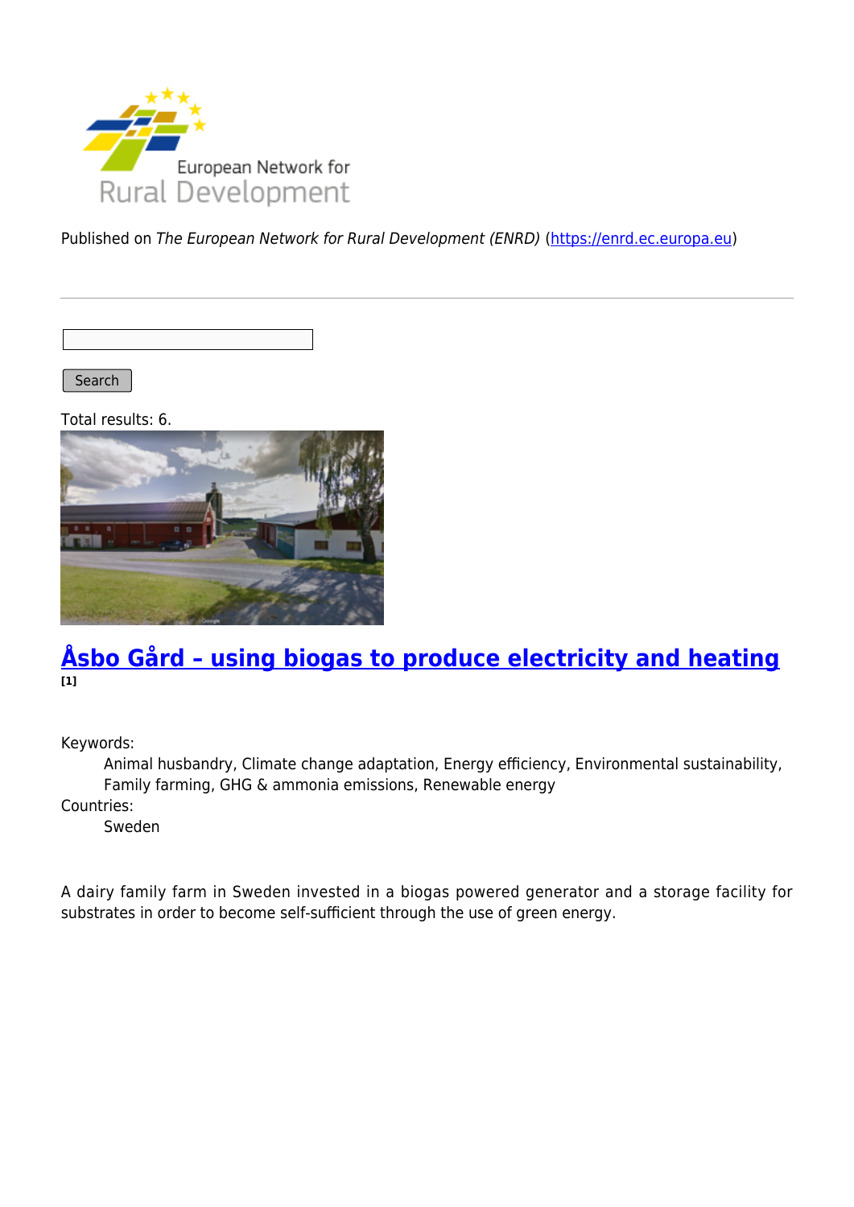European Network for Rural Development

Published on *The European Network for Rural Development (ENRD)* (https://enrd.ec.europa.eu)

Search

Total results: 6.

## Åsbo Gård – using biogas to produce electricity and heating [1]

Keywords:
: Animal husbandry, Climate change adaptation, Energy efficiency, Environmental sustainability, Family farming, GHG & ammonia emissions, Renewable energy

Countries:
: Sweden

A dairy family farm in Sweden invested in a biogas powered generator and a storage facility for substrates in order to become self-sufficient through the use of green energy.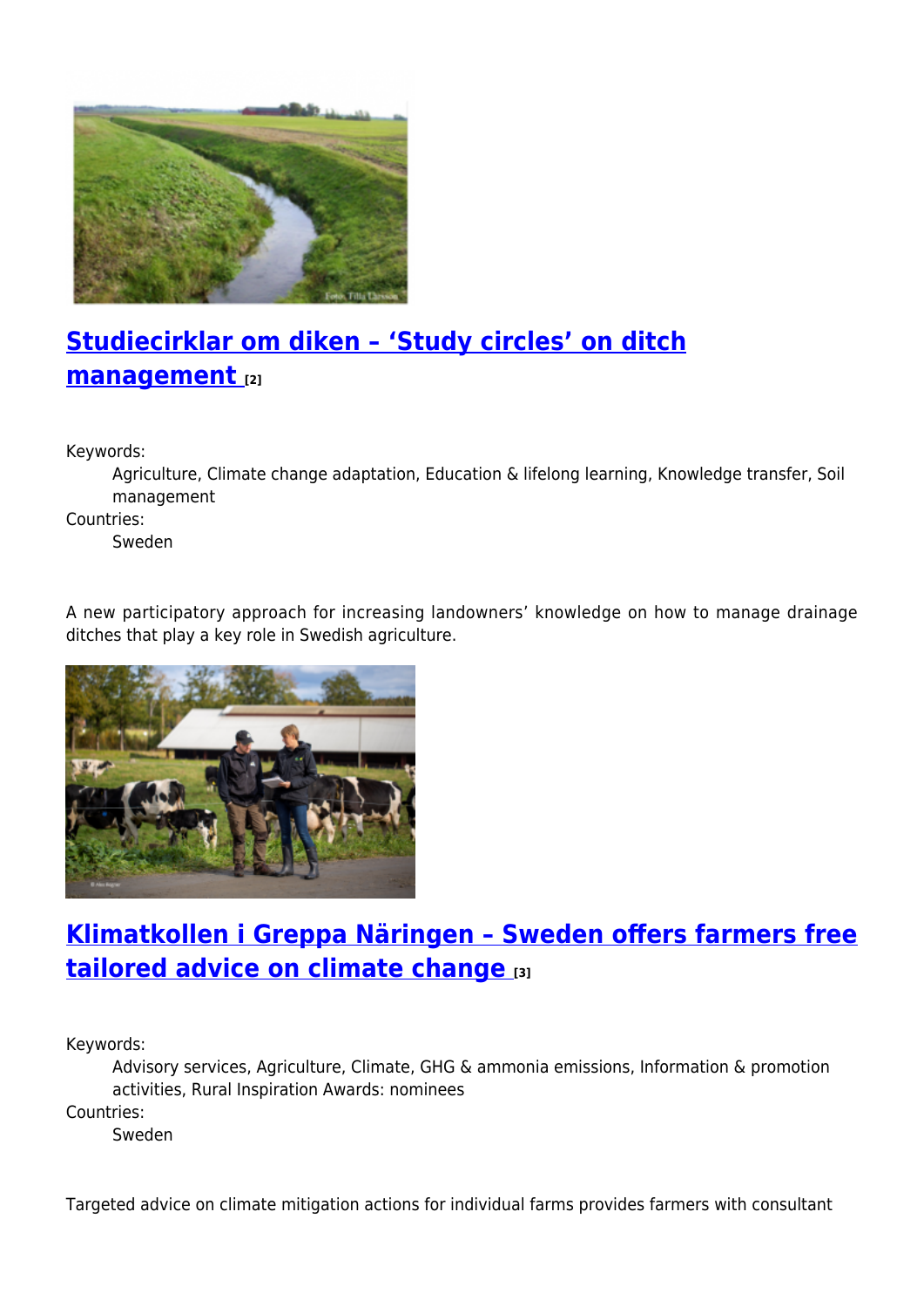## [Studiecirklar om diken – 'Study circles' on ditch management](#) [2]

Keywords:
: Agriculture, Climate change adaptation, Education & lifelong learning, Knowledge transfer, Soil management

Countries:
: Sweden

A new participatory approach for increasing landowners' knowledge on how to manage drainage ditches that play a key role in Swedish agriculture.

## [Klimatkollen i Greppa Näringen – Sweden offers farmers free tailored advice on climate change](#) [3]

Keywords:
: Advisory services, Agriculture, Climate, GHG & ammonia emissions, Information & promotion activities, Rural Inspiration Awards: nominees

Countries:
: Sweden

Targeted advice on climate mitigation actions for individual farms provides farmers with consultant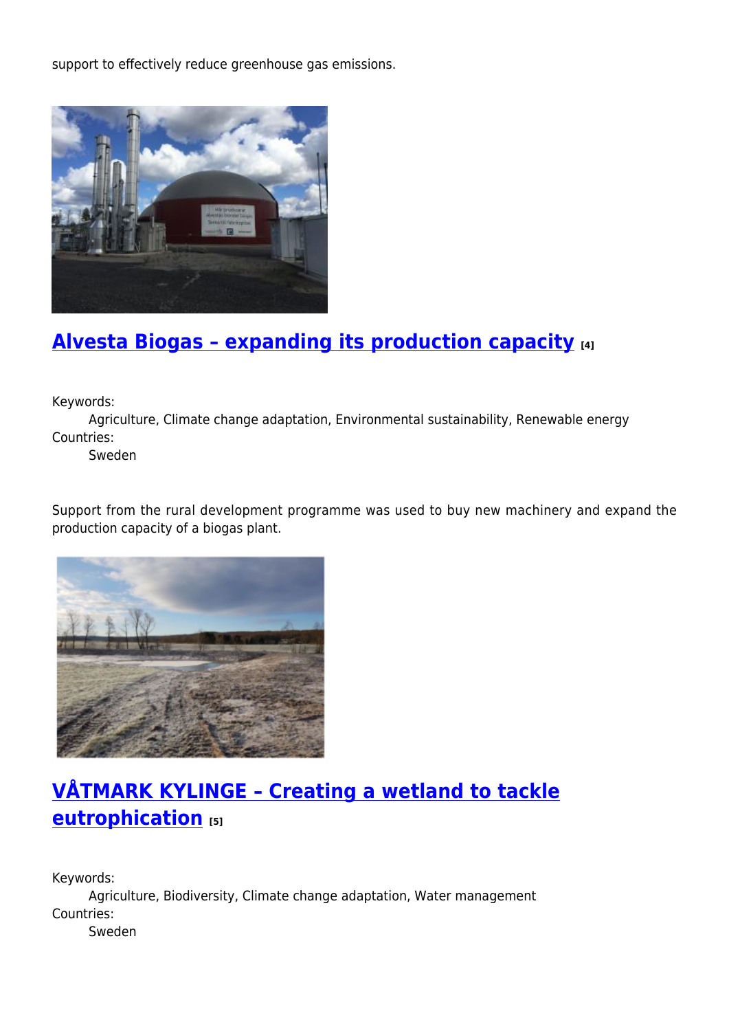support to effectively reduce greenhouse gas emissions.

## Alvesta Biogas – expanding its production capacity [4]

Keywords:
Agriculture, Climate change adaptation, Environmental sustainability, Renewable energy
Countries:
Sweden

Support from the rural development programme was used to buy new machinery and expand the production capacity of a biogas plant.

## VÅTMARK KYLINGE – Creating a wetland to tackle eutrophication [5]

Keywords:
Agriculture, Biodiversity, Climate change adaptation, Water management
Countries:
Sweden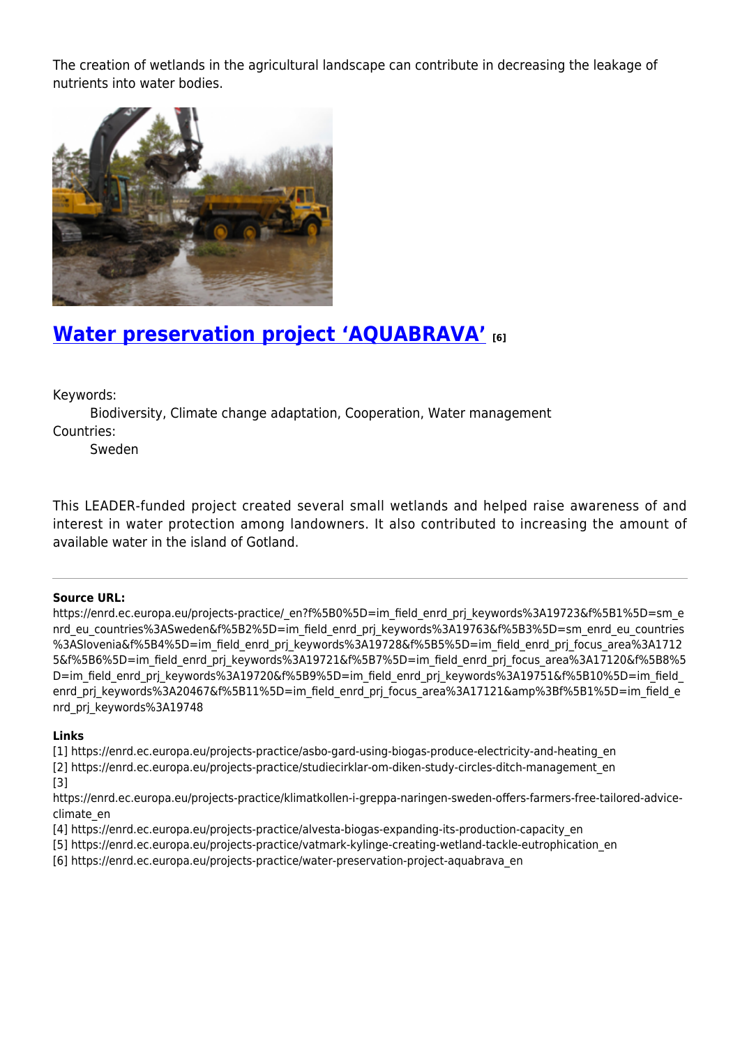The creation of wetlands in the agricultural landscape can contribute in decreasing the leakage of nutrients into water bodies.

## Water preservation project 'AQUABRAVA' [6]

Keywords:
Biodiversity, Climate change adaptation, Cooperation, Water management

Countries:
Sweden

This LEADER-funded project created several small wetlands and helped raise awareness of and interest in water protection among landowners. It also contributed to increasing the amount of available water in the island of Gotland.

---

**Source URL:**
https://enrd.ec.europa.eu/projects-practice/_en?f%5B0%5D=im_field_enrd_prj_keywords%3A19723&f%5B1%5D=sm_enrd_eu_countries%3ASweden&f%5B2%5D=im_field_enrd_prj_keywords%3A19763&f%5B3%5D=sm_enrd_eu_countries%3ASlovenia&f%5B4%5D=im_field_enrd_prj_keywords%3A19728&f%5B5%5D=im_field_enrd_prj_focus_area%3A17125&f%5B6%5D=im_field_enrd_prj_keywords%3A19721&f%5B7%5D=im_field_enrd_prj_focus_area%3A17120&f%5B8%5D=im_field_enrd_prj_keywords%3A19720&f%5B9%5D=im_field_enrd_prj_keywords%3A19751&f%5B10%5D=im_field_enrd_prj_keywords%3A20467&f%5B11%5D=im_field_enrd_prj_focus_area%3A17121&amp%3Bf%5B1%5D=im_field_enrd_prj_keywords%3A19748

**Links**
[1] https://enrd.ec.europa.eu/projects-practice/asbo-gard-using-biogas-produce-electricity-and-heating_en
[2] https://enrd.ec.europa.eu/projects-practice/studiecirklar-om-diken-study-circles-ditch-management_en
[3] https://enrd.ec.europa.eu/projects-practice/klimatkollen-i-greppa-naringen-sweden-offers-farmers-free-tailored-advice-climate_en
[4] https://enrd.ec.europa.eu/projects-practice/alvesta-biogas-expanding-its-production-capacity_en
[5] https://enrd.ec.europa.eu/projects-practice/vatmark-kylinge-creating-wetland-tackle-eutrophication_en
[6] https://enrd.ec.europa.eu/projects-practice/water-preservation-project-aquabrava_en